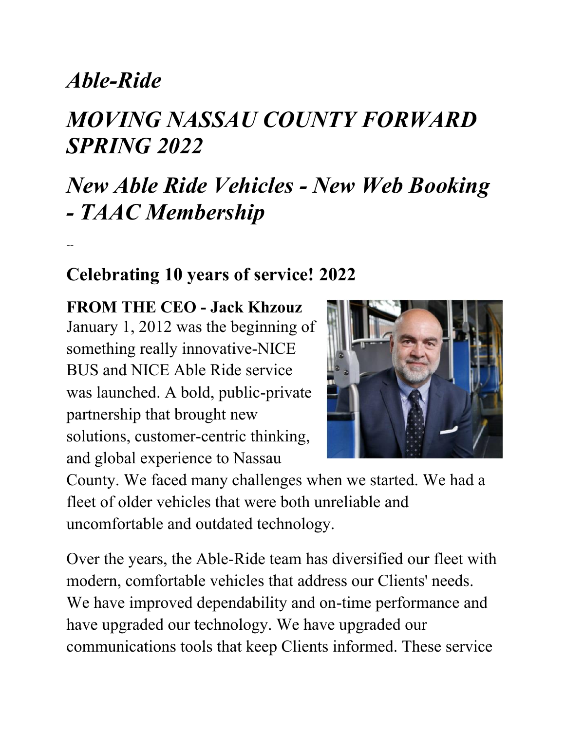# *Able-Ride*

# *MOVING NASSAU COUNTY FORWARD SPRING 2022*

# *New Able Ride Vehicles - New Web Booking - TAAC Membership*

--

## Celebrating 10 years of service! 2022

**FROM THE CEO - Jack Khzouz**

January 1, 2012 was the beginning of something really innovative-NICE BUS and NICE Able Ride service was launched. A bold, public-private partnership that brought new solutions, customer-centric thinking, and global experience to Nassau County. We faced many challenges when we started. We had a fleet of older vehicles that were both unreliable and uncomfortable and outdated technology.

Over the years, the Able-Ride team has diversified our fleet with modern, comfortable vehicles that address our Clients' needs. We have improved dependability and on-time performance and have upgraded our technology. We have upgraded our communications tools that keep Clients informed. These service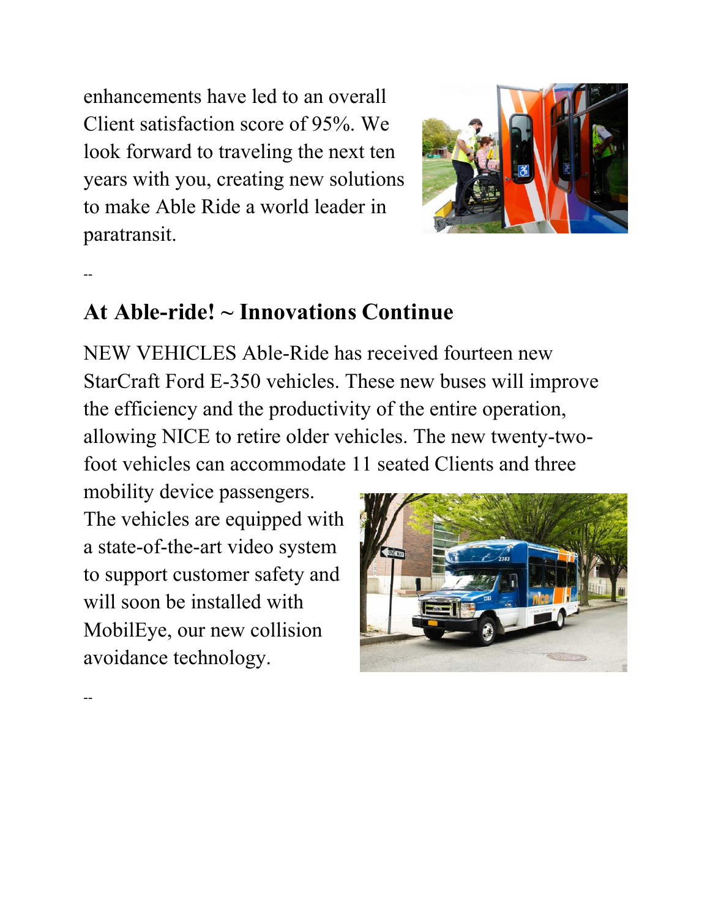enhancements have led to an overall Client satisfaction score of 95%. We look forward to traveling the next ten years with you, creating new solutions to make Able Ride a world leader in paratransit.

--

## At Able-ride! ~ Innovations Continue

NEW VEHICLES Able-Ride has received fourteen new StarCraft Ford E-350 vehicles. These new buses will improve the efficiency and the productivity of the entire operation, allowing NICE to retire older vehicles. The new twenty-two-foot vehicles can accommodate 11 seated Clients and three mobility device passengers. The vehicles are equipped with a state-of-the-art video system to support customer safety and will soon be installed with MobilEye, our new collision avoidance technology.

--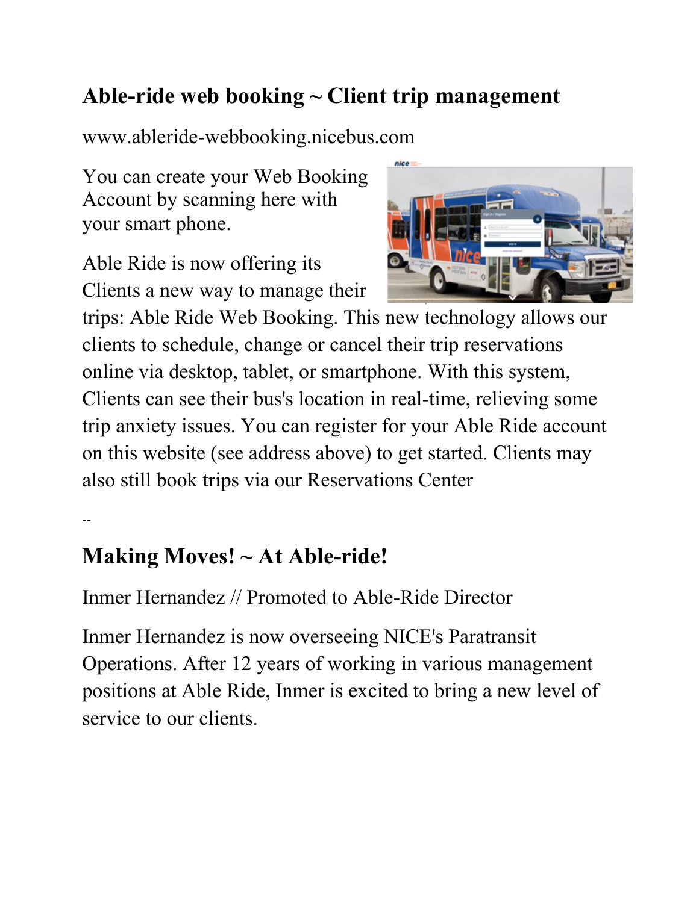## Able-ride web booking ~ Client trip management

www.ableride-webbooking.nicebus.com

You can create your Web Booking Account by scanning here with your smart phone.

Able Ride is now offering its Clients a new way to manage their trips: Able Ride Web Booking. This new technology allows our clients to schedule, change or cancel their trip reservations online via desktop, tablet, or smartphone. With this system, Clients can see their bus's location in real-time, relieving some trip anxiety issues. You can register for your Able Ride account on this website (see address above) to get started. Clients may also still book trips via our Reservations Center

--

## Making Moves! ~ At Able-ride!

Inmer Hernandez // Promoted to Able-Ride Director

Inmer Hernandez is now overseeing NICE's Paratransit Operations. After 12 years of working in various management positions at Able Ride, Inmer is excited to bring a new level of service to our clients.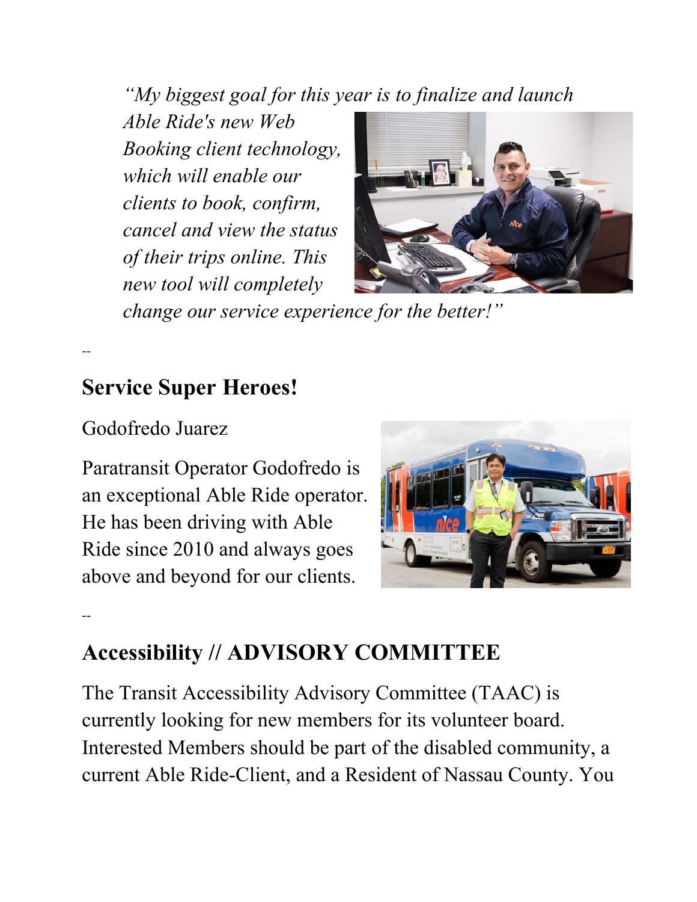*"My biggest goal for this year is to finalize and launch Able Ride's new Web Booking client technology, which will enable our clients to book, confirm, cancel and view the status of their trips online. This new tool will completely change our service experience for the better!"*

--

## Service Super Heroes!

Godofredo Juarez

Paratransit Operator Godofredo is an exceptional Able Ride operator. He has been driving with Able Ride since 2010 and always goes above and beyond for our clients.

--

## Accessibility // ADVISORY COMMITTEE

The Transit Accessibility Advisory Committee (TAAC) is currently looking for new members for its volunteer board. Interested Members should be part of the disabled community, a current Able Ride-Client, and a Resident of Nassau County. You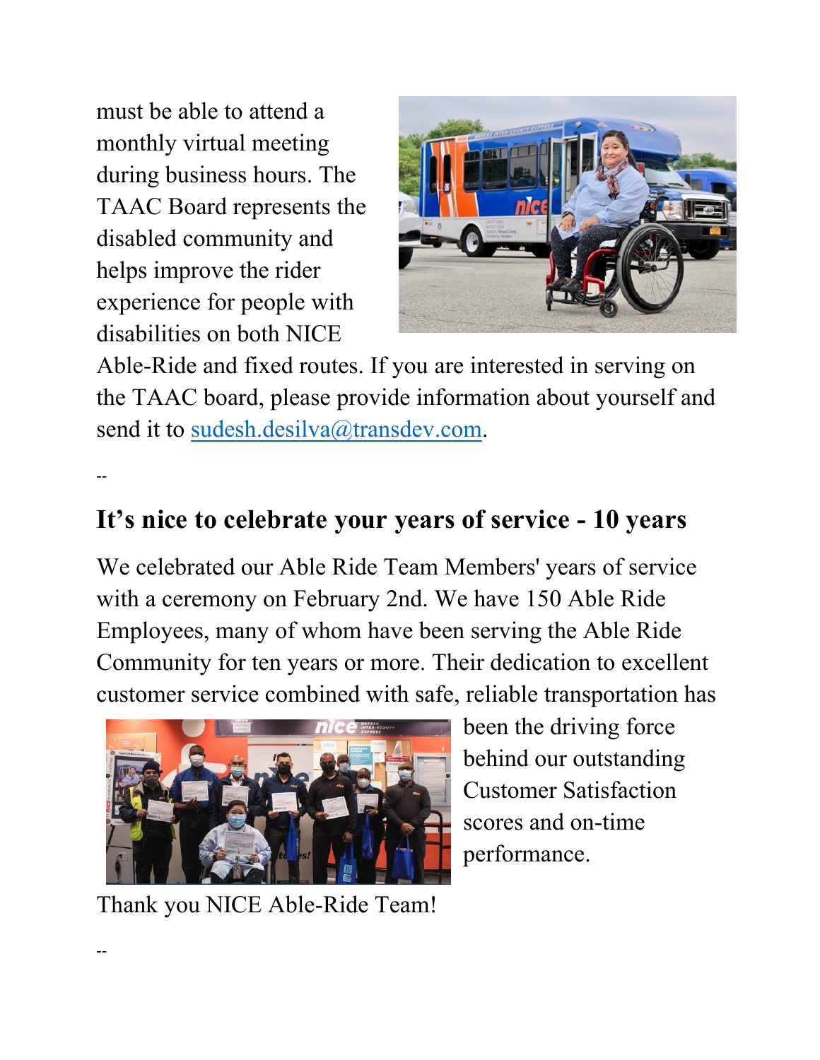must be able to attend a monthly virtual meeting during business hours. The TAAC Board represents the disabled community and helps improve the rider experience for people with disabilities on both NICE Able-Ride and fixed routes. If you are interested in serving on the TAAC board, please provide information about yourself and send it to sudesh.desilva@transdev.com.

--

## It's nice to celebrate your years of service - 10 years

We celebrated our Able Ride Team Members' years of service with a ceremony on February 2nd. We have 150 Able Ride Employees, many of whom have been serving the Able Ride Community for ten years or more. Their dedication to excellent customer service combined with safe, reliable transportation has been the driving force behind our outstanding Customer Satisfaction scores and on-time performance.

Thank you NICE Able-Ride Team!

--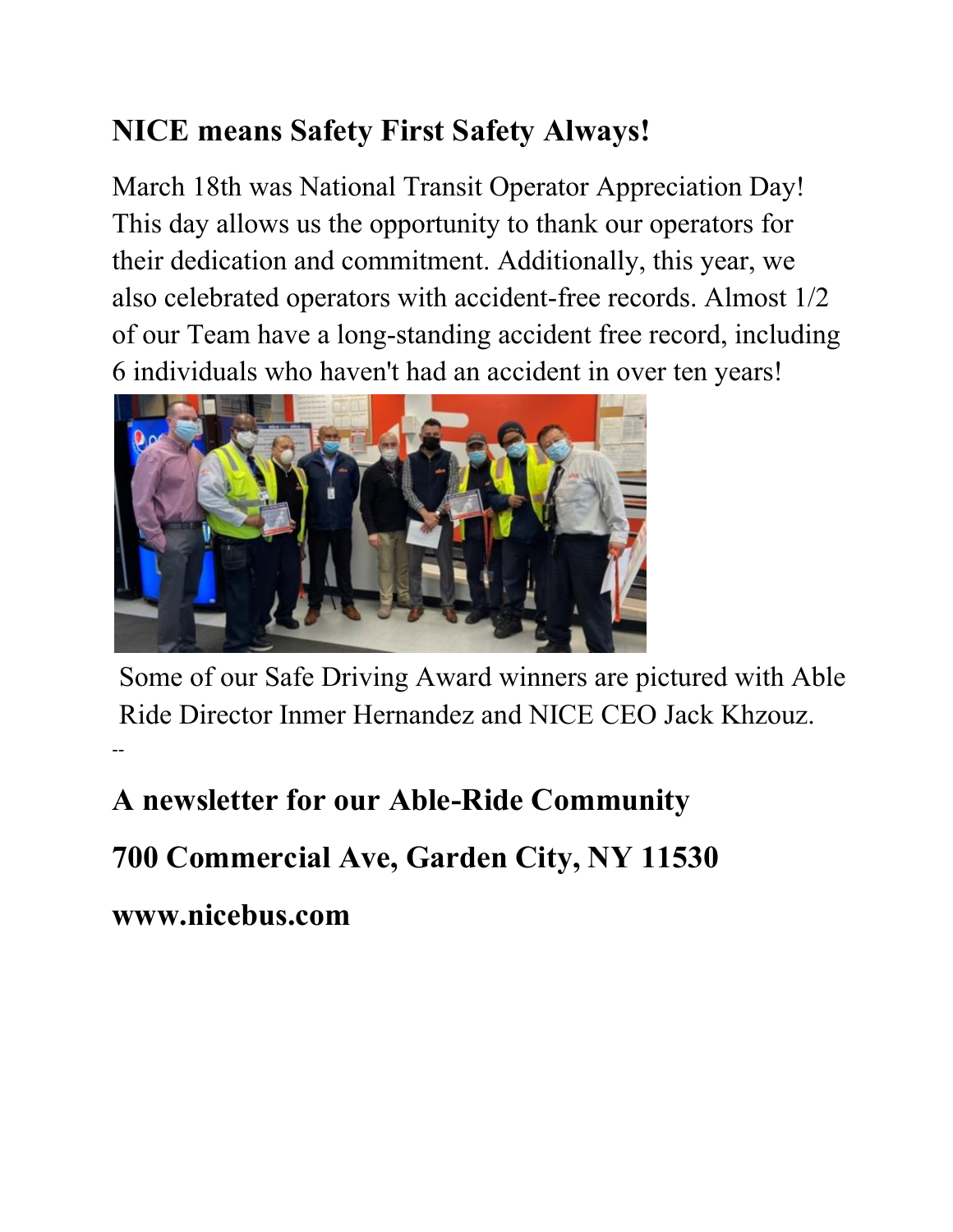## NICE means Safety First Safety Always!

March 18th was National Transit Operator Appreciation Day! This day allows us the opportunity to thank our operators for their dedication and commitment. Additionally, this year, we also celebrated operators with accident-free records. Almost 1/2 of our Team have a long-standing accident free record, including 6 individuals who haven't had an accident in over ten years!

Some of our Safe Driving Award winners are pictured with Able Ride Director Inmer Hernandez and NICE CEO Jack Khzouz.

--

## A newsletter for our Able-Ride Community

## 700 Commercial Ave, Garden City, NY 11530

## www.nicebus.com